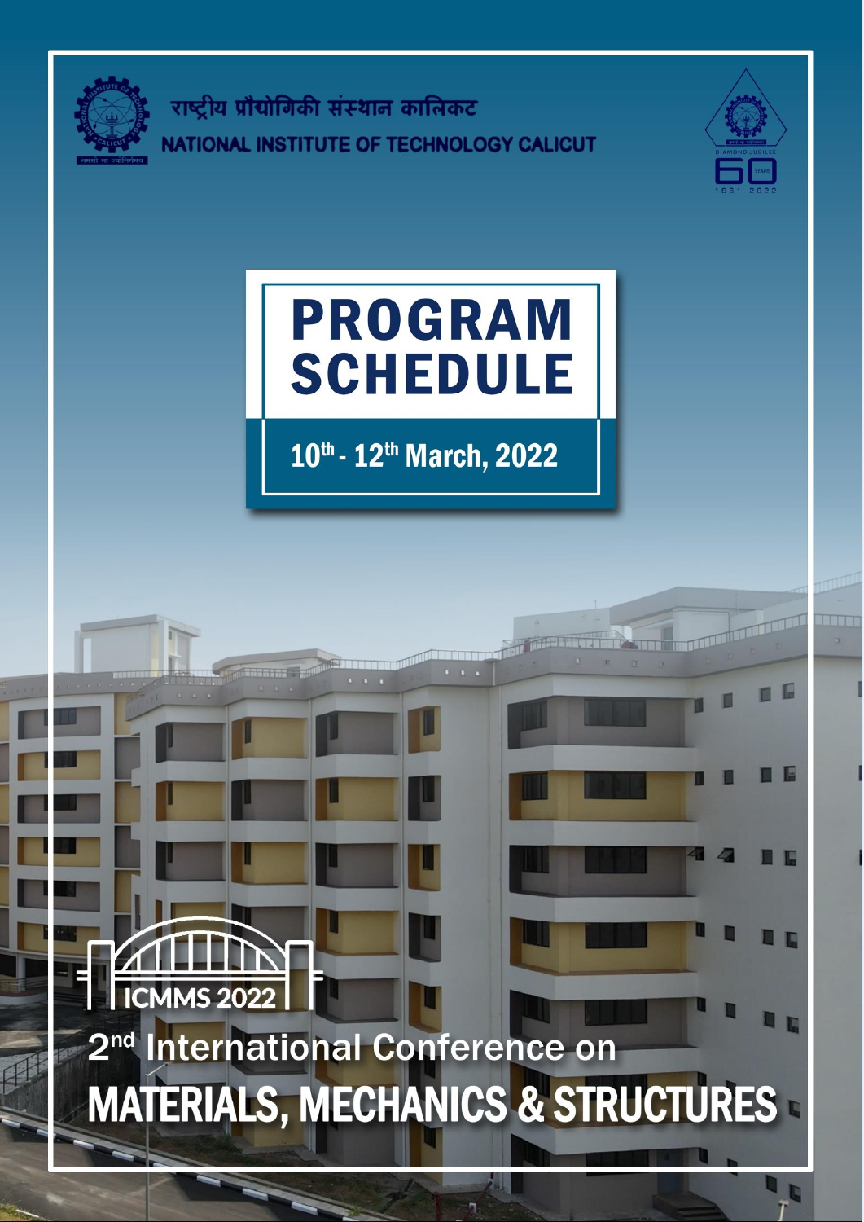राष्ट्रीय प्रौद्योगिकी संस्थान कालिकट

NATIONAL INSTITUTE OF TECHNOLOGY CALICUT

# PROGRAM SCHEDULE

10th - 12th March, 2022

ICMMS 2022

## 2nd International Conference on

# MATERIALS, MECHANICS & STRUCTURES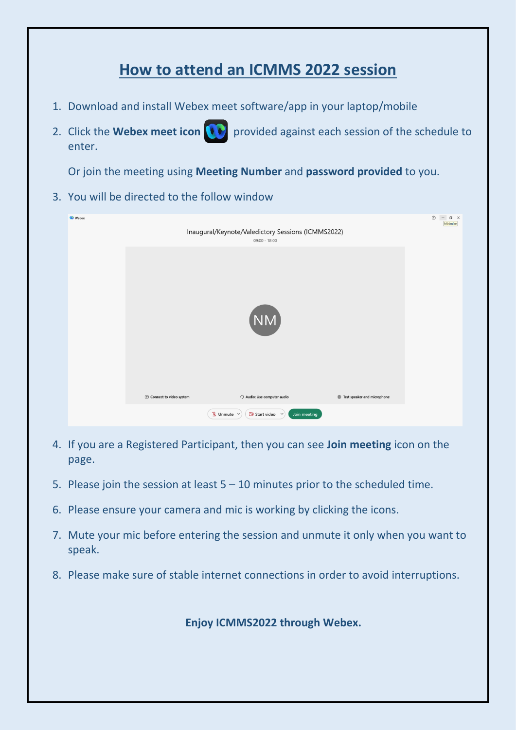# How to attend an ICMMS 2022 session

1. Download and install Webex meet software/app in your laptop/mobile
2. Click the **Webex meet icon** provided against each session of the schedule to enter.

   Or join the meeting using **Meeting Number** and **password provided** to you.
3. You will be directed to the follow window
4. If you are a Registered Participant, then you can see **Join meeting** icon on the page.
5. Please join the session at least 5 – 10 minutes prior to the scheduled time.
6. Please ensure your camera and mic is working by clicking the icons.
7. Mute your mic before entering the session and unmute it only when you want to speak.
8. Please make sure of stable internet connections in order to avoid interruptions.

**Enjoy ICMMS2022 through Webex.**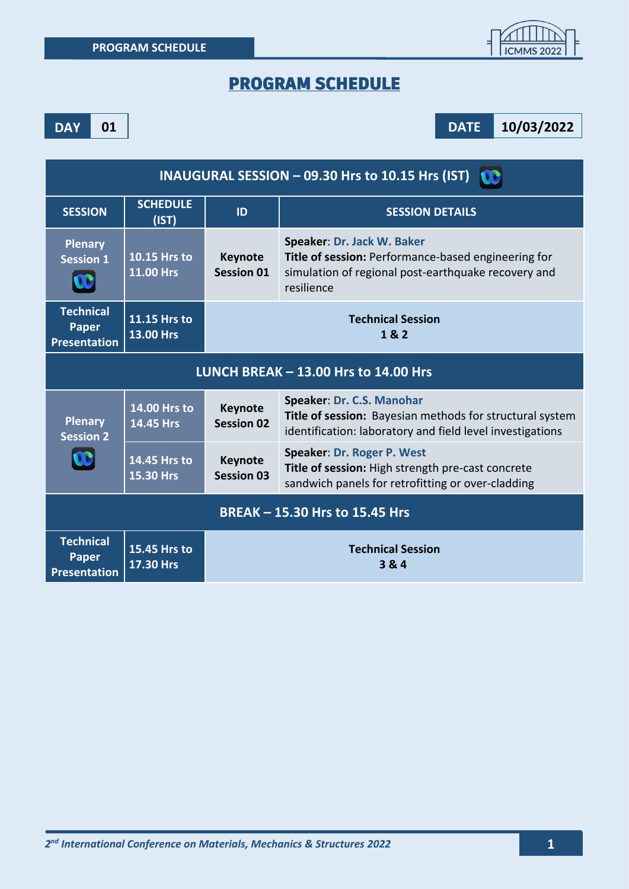# PROGRAM SCHEDULE

**DAY** 01 **DATE** 10/03/2022

| INAUGURAL SESSION – 09.30 Hrs to 10.15 Hrs (IST) | | | |
|---|---|---|---|
| **SESSION** | **SCHEDULE (IST)** | **ID** | **SESSION DETAILS** |
| **Plenary Session 1** | **10.15 Hrs to 11.00 Hrs** | **Keynote Session 01** | **Speaker**: Dr. Jack W. Baker<br>**Title of session:** Performance-based engineering for simulation of regional post-earthquake recovery and resilience |
| **Technical Paper Presentation** | **11.15 Hrs to 13.00 Hrs** | **Technical Session 1 & 2** | |
| **LUNCH BREAK – 13.00 Hrs to 14.00 Hrs** | | | |
| **Plenary Session 2** | **14.00 Hrs to 14.45 Hrs** | **Keynote Session 02** | **Speaker**: Dr. C.S. Manohar<br>**Title of session:** Bayesian methods for structural system identification: laboratory and field level investigations |
| | **14.45 Hrs to 15.30 Hrs** | **Keynote Session 03** | **Speaker**: Dr. Roger P. West<br>**Title of session:** High strength pre-cast concrete sandwich panels for retrofitting or over-cladding |
| **BREAK – 15.30 Hrs to 15.45 Hrs** | | | |
| **Technical Paper Presentation** | **15.45 Hrs to 17.30 Hrs** | **Technical Session 3 & 4** | |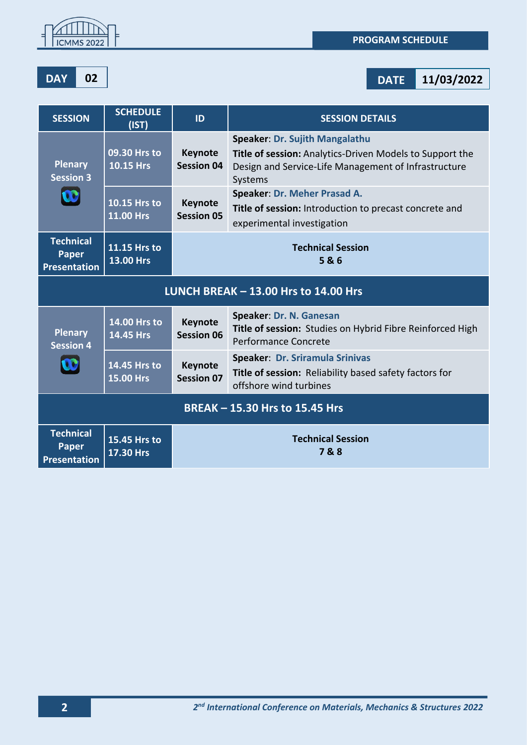PROGRAM SCHEDULE

**DAY 02** | **DATE 11/03/2022**

| SESSION | SCHEDULE (IST) | ID | SESSION DETAILS |
|---|---|---|---|
| Plenary Session 3 | 09.30 Hrs to 10.15 Hrs | Keynote Session 04 | **Speaker**: Dr. Sujith Mangalathu<br>**Title of session:** Analytics-Driven Models to Support the Design and Service-Life Management of Infrastructure Systems |
| | 10.15 Hrs to 11.00 Hrs | Keynote Session 05 | **Speaker**: Dr. Meher Prasad A.<br>**Title of session:** Introduction to precast concrete and experimental investigation |
| Technical Paper Presentation | 11.15 Hrs to 13.00 Hrs | Technical Session 5 & 6 | |
| LUNCH BREAK – 13.00 Hrs to 14.00 Hrs | | | |
| Plenary Session 4 | 14.00 Hrs to 14.45 Hrs | Keynote Session 06 | **Speaker**: Dr. N. Ganesan<br>**Title of session:** Studies on Hybrid Fibre Reinforced High Performance Concrete |
| | 14.45 Hrs to 15.00 Hrs | Keynote Session 07 | **Speaker**: Dr. Sriramula Srinivas<br>**Title of session:** Reliability based safety factors for offshore wind turbines |
| BREAK – 15.30 Hrs to 15.45 Hrs | | | |
| Technical Paper Presentation | 15.45 Hrs to 17.30 Hrs | Technical Session 7 & 8 | |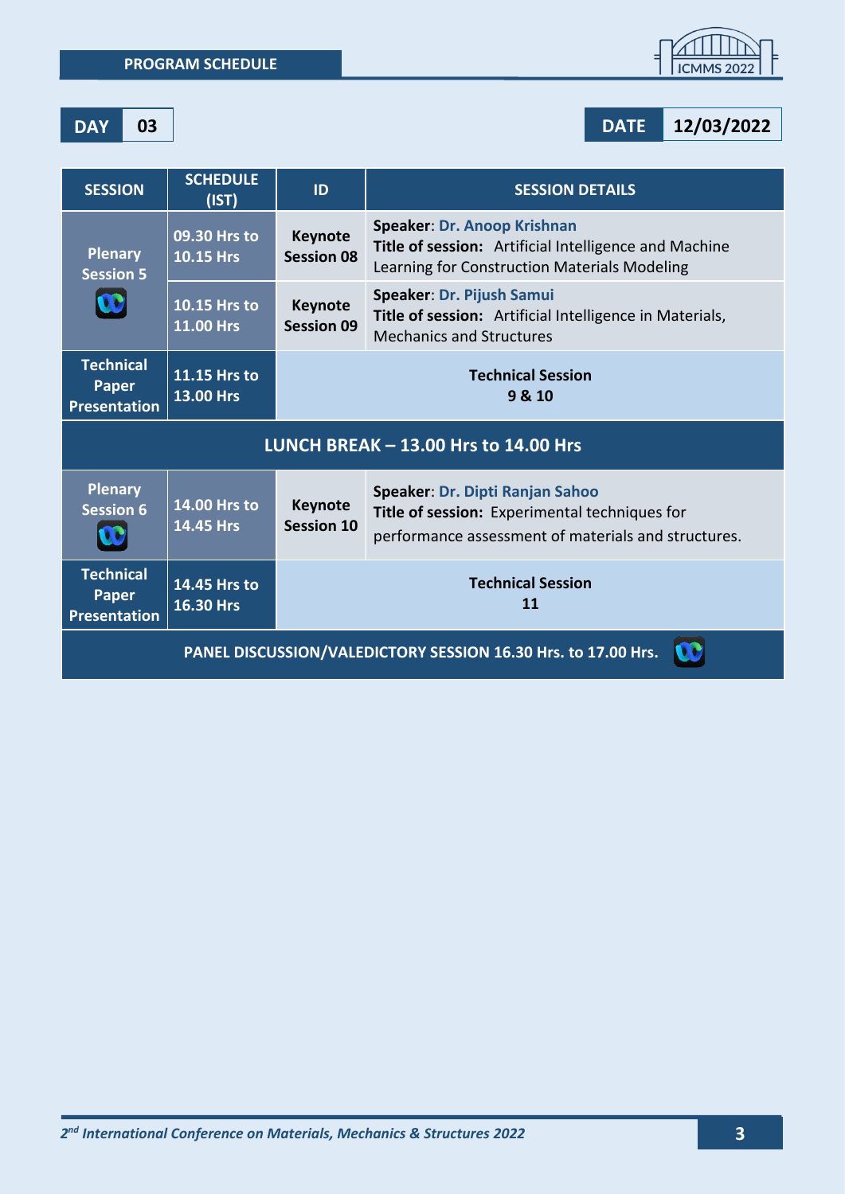## PROGRAM SCHEDULE

**DAY** 03 **DATE** 12/03/2022

| SESSION | SCHEDULE (IST) | ID | SESSION DETAILS |
|---|---|---|---|
| Plenary Session 5 | 09.30 Hrs to 10.15 Hrs | Keynote Session 08 | **Speaker**: Dr. Anoop Krishnan **Title of session:** Artificial Intelligence and Machine Learning for Construction Materials Modeling |
| | 10.15 Hrs to 11.00 Hrs | Keynote Session 09 | **Speaker**: Dr. Pijush Samui **Title of session:** Artificial Intelligence in Materials, Mechanics and Structures |
| Technical Paper Presentation | 11.15 Hrs to 13.00 Hrs | **Technical Session 9 & 10** | |
| **LUNCH BREAK – 13.00 Hrs to 14.00 Hrs** | | | |
| Plenary Session 6 | 14.00 Hrs to 14.45 Hrs | Keynote Session 10 | **Speaker**: Dr. Dipti Ranjan Sahoo **Title of session:** Experimental techniques for performance assessment of materials and structures. |
| Technical Paper Presentation | 14.45 Hrs to 16.30 Hrs | **Technical Session 11** | |
| **PANEL DISCUSSION/VALEDICTORY SESSION 16.30 Hrs. to 17.00 Hrs.** | | | |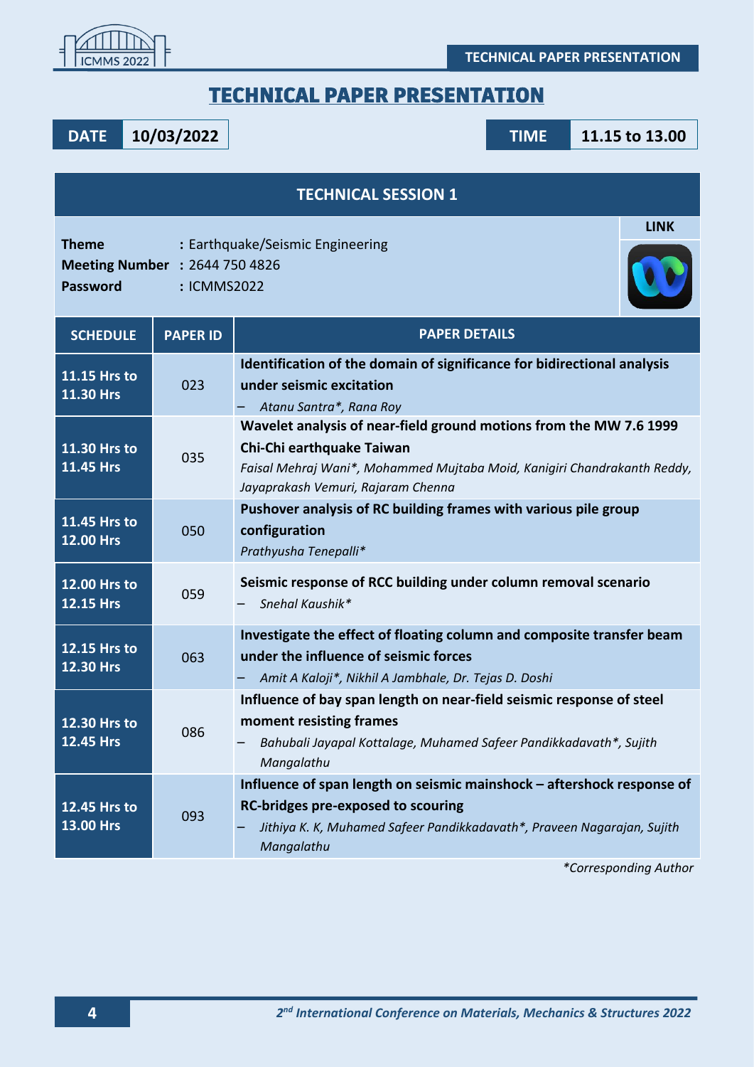# TECHNICAL PAPER PRESENTATION

| DATE | 10/03/2022 | TIME | 11.15 to 13.00 |
|---|---|---|---|

## TECHNICAL SESSION 1

**Theme** : Earthquake/Seismic Engineering
**Meeting Number** : 2644 750 4826
**Password** : ICMMS2022

**LINK**

| SCHEDULE | PAPER ID | PAPER DETAILS |
|---|---|---|
| 11.15 Hrs to 11.30 Hrs | 023 | **Identification of the domain of significance for bidirectional analysis under seismic excitation** – *Atanu Santra*, Rana Roy* |
| 11.30 Hrs to 11.45 Hrs | 035 | **Wavelet analysis of near-field ground motions from the MW 7.6 1999 Chi-Chi earthquake Taiwan** *Faisal Mehraj Wani*, Mohammed Mujtaba Moid, Kanigiri Chandrakanth Reddy, Jayaprakash Vemuri, Rajaram Chenna* |
| 11.45 Hrs to 12.00 Hrs | 050 | **Pushover analysis of RC building frames with various pile group configuration** *Prathyusha Tenepalli** |
| 12.00 Hrs to 12.15 Hrs | 059 | **Seismic response of RCC building under column removal scenario** – *Snehal Kaushik** |
| 12.15 Hrs to 12.30 Hrs | 063 | **Investigate the effect of floating column and composite transfer beam under the influence of seismic forces** – *Amit A Kaloji*, Nikhil A Jambhale, Dr. Tejas D. Doshi* |
| 12.30 Hrs to 12.45 Hrs | 086 | **Influence of bay span length on near-field seismic response of steel moment resisting frames** – *Bahubali Jayapal Kottalage, Muhamed Safeer Pandikkadavath*, Sujith Mangalathu* |
| 12.45 Hrs to 13.00 Hrs | 093 | **Influence of span length on seismic mainshock – aftershock response of RC-bridges pre-exposed to scouring** – *Jithiya K. K, Muhamed Safeer Pandikkadavath*, Praveen Nagarajan, Sujith Mangalathu* |

*\*Corresponding Author*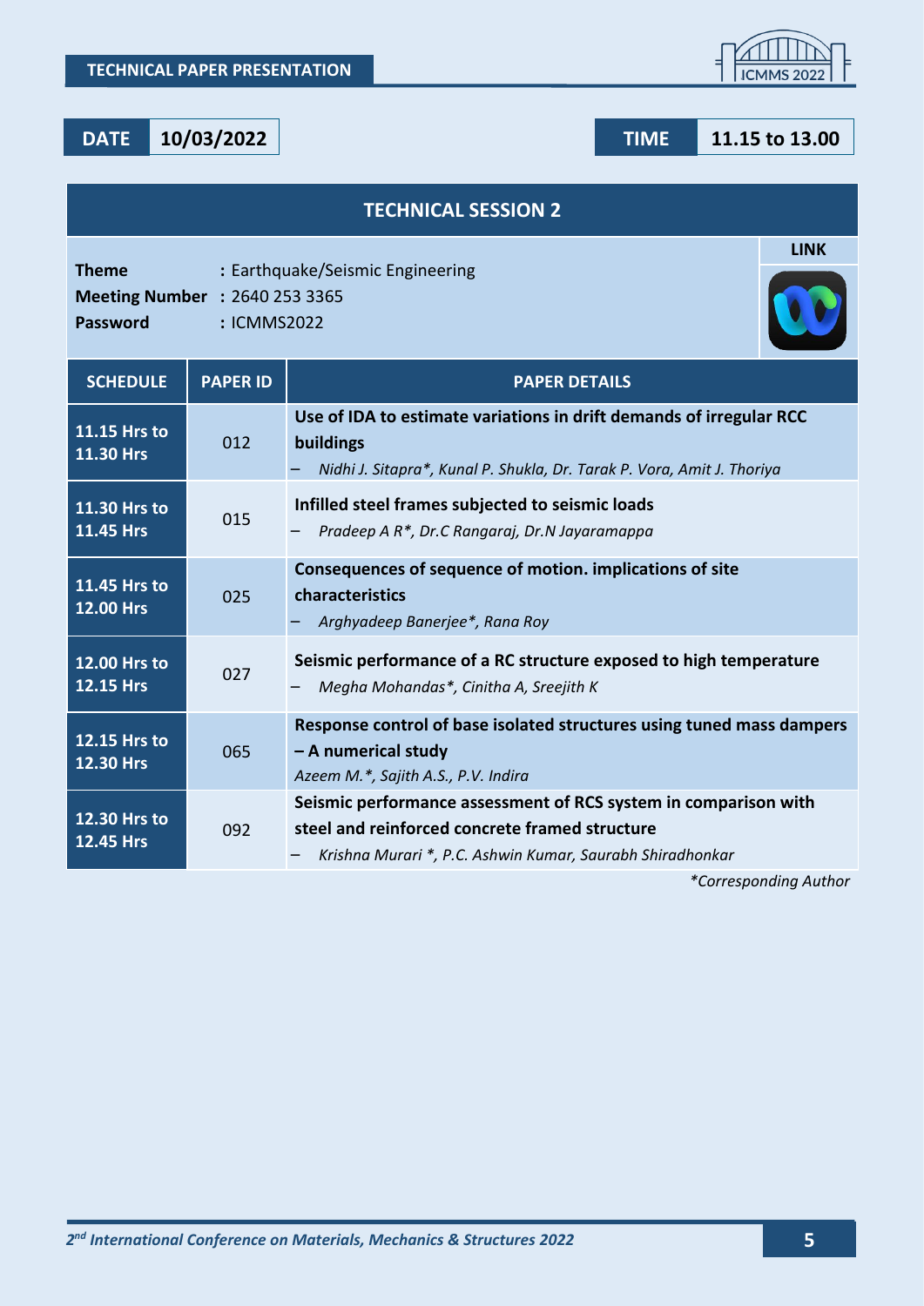**TECHNICAL PAPER PRESENTATION**

| DATE | 10/03/2022 | TIME | 11.15 to 13.00 |
|---|---|---|---|

## TECHNICAL SESSION 2

**Theme** : Earthquake/Seismic Engineering
**Meeting Number** : 2640 253 3365
**Password** : ICMMS2022

**LINK**

| SCHEDULE | PAPER ID | PAPER DETAILS |
|---|---|---|
| **11.15 Hrs to 11.30 Hrs** | 012 | **Use of IDA to estimate variations in drift demands of irregular RCC buildings** – *Nidhi J. Sitapra*, Kunal P. Shukla, Dr. Tarak P. Vora, Amit J. Thoriya* |
| **11.30 Hrs to 11.45 Hrs** | 015 | **Infilled steel frames subjected to seismic loads** – *Pradeep A R*, Dr.C Rangaraj, Dr.N Jayaramappa* |
| **11.45 Hrs to 12.00 Hrs** | 025 | **Consequences of sequence of motion. implications of site characteristics** – *Arghyadeep Banerjee*, Rana Roy* |
| **12.00 Hrs to 12.15 Hrs** | 027 | **Seismic performance of a RC structure exposed to high temperature** – *Megha Mohandas*, Cinitha A, Sreejith K* |
| **12.15 Hrs to 12.30 Hrs** | 065 | **Response control of base isolated structures using tuned mass dampers – A numerical study** *Azeem M.*, Sajith A.S., P.V. Indira* |
| **12.30 Hrs to 12.45 Hrs** | 092 | **Seismic performance assessment of RCS system in comparison with steel and reinforced concrete framed structure** – *Krishna Murari *, P.C. Ashwin Kumar, Saurabh Shiradhonkar* |

*\*Corresponding Author*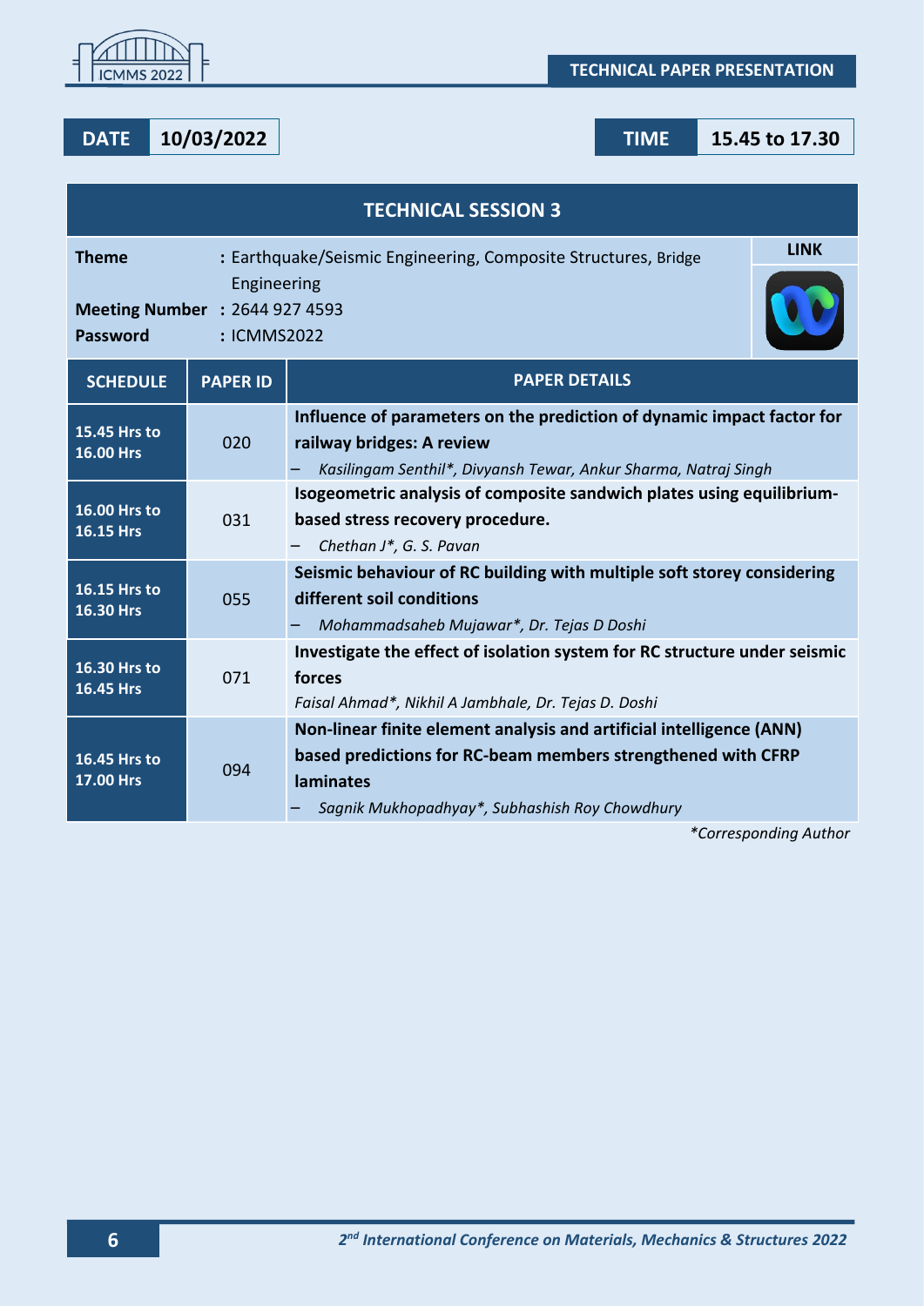**TECHNICAL PAPER PRESENTATION**

| DATE | 10/03/2022 | TIME | 15.45 to 17.30 |
|---|---|---|---|

## TECHNICAL SESSION 3

**Theme** : Earthquake/Seismic Engineering, Composite Structures, Bridge Engineering

**Meeting Number** : 2644 927 4593

**Password** : ICMMS2022

**LINK**

| SCHEDULE | PAPER ID | PAPER DETAILS |
|---|---|---|
| 15.45 Hrs to 16.00 Hrs | 020 | **Influence of parameters on the prediction of dynamic impact factor for railway bridges: A review**<br>– *Kasilingam Senthil*, Divyansh Tewar, Ankur Sharma, Natraj Singh* |
| 16.00 Hrs to 16.15 Hrs | 031 | **Isogeometric analysis of composite sandwich plates using equilibrium-based stress recovery procedure.**<br>– *Chethan J*, G. S. Pavan* |
| 16.15 Hrs to 16.30 Hrs | 055 | **Seismic behaviour of RC building with multiple soft storey considering different soil conditions**<br>– *Mohammadsaheb Mujawar*, Dr. Tejas D Doshi* |
| 16.30 Hrs to 16.45 Hrs | 071 | **Investigate the effect of isolation system for RC structure under seismic forces**<br>*Faisal Ahmad*, Nikhil A Jambhale, Dr. Tejas D. Doshi* |
| 16.45 Hrs to 17.00 Hrs | 094 | **Non-linear finite element analysis and artificial intelligence (ANN) based predictions for RC-beam members strengthened with CFRP laminates**<br>– *Sagnik Mukhopadhyay*, Subhashish Roy Chowdhury* |

*\*Corresponding Author*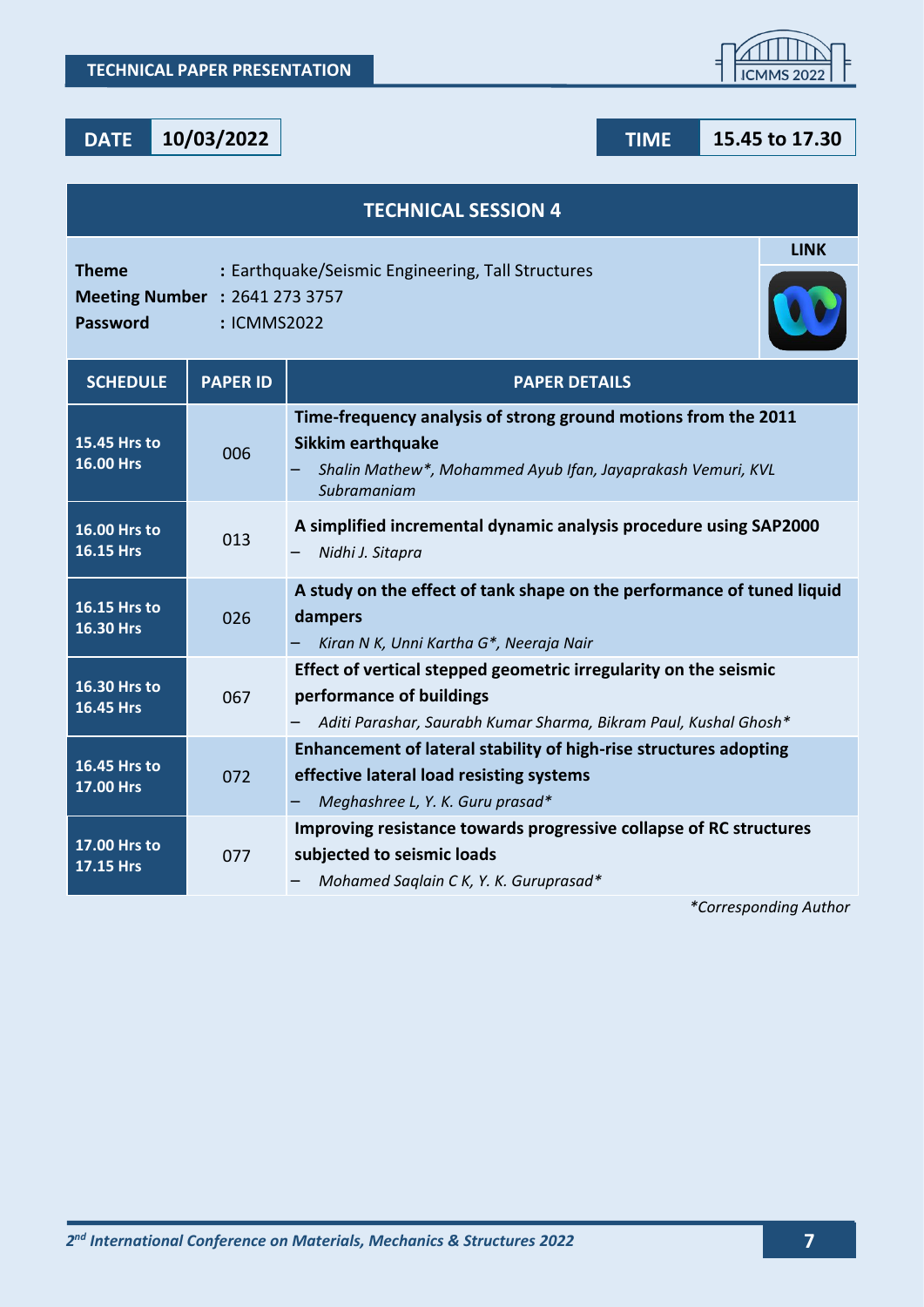**TECHNICAL PAPER PRESENTATION**

**DATE** **10/03/2022** **TIME** **15.45 to 17.30**

## TECHNICAL SESSION 4

**Theme** : Earthquake/Seismic Engineering, Tall Structures
**Meeting Number** : 2641 273 3757
**Password** : ICMMS2022

**LINK**

| SCHEDULE | PAPER ID | PAPER DETAILS |
|---|---|---|
| **15.45 Hrs to 16.00 Hrs** | 006 | **Time-frequency analysis of strong ground motions from the 2011 Sikkim earthquake** – *Shalin Mathew*, Mohammed Ayub Ifan, Jayaprakash Vemuri, KVL Subramaniam* |
| **16.00 Hrs to 16.15 Hrs** | 013 | **A simplified incremental dynamic analysis procedure using SAP2000** – *Nidhi J. Sitapra* |
| **16.15 Hrs to 16.30 Hrs** | 026 | **A study on the effect of tank shape on the performance of tuned liquid dampers** – *Kiran N K, Unni Kartha G*, Neeraja Nair* |
| **16.30 Hrs to 16.45 Hrs** | 067 | **Effect of vertical stepped geometric irregularity on the seismic performance of buildings** – *Aditi Parashar, Saurabh Kumar Sharma, Bikram Paul, Kushal Ghosh** |
| **16.45 Hrs to 17.00 Hrs** | 072 | **Enhancement of lateral stability of high-rise structures adopting effective lateral load resisting systems** – *Meghashree L, Y. K. Guru prasad** |
| **17.00 Hrs to 17.15 Hrs** | 077 | **Improving resistance towards progressive collapse of RC structures subjected to seismic loads** – *Mohamed Saqlain C K, Y. K. Guruprasad** |

*\*Corresponding Author*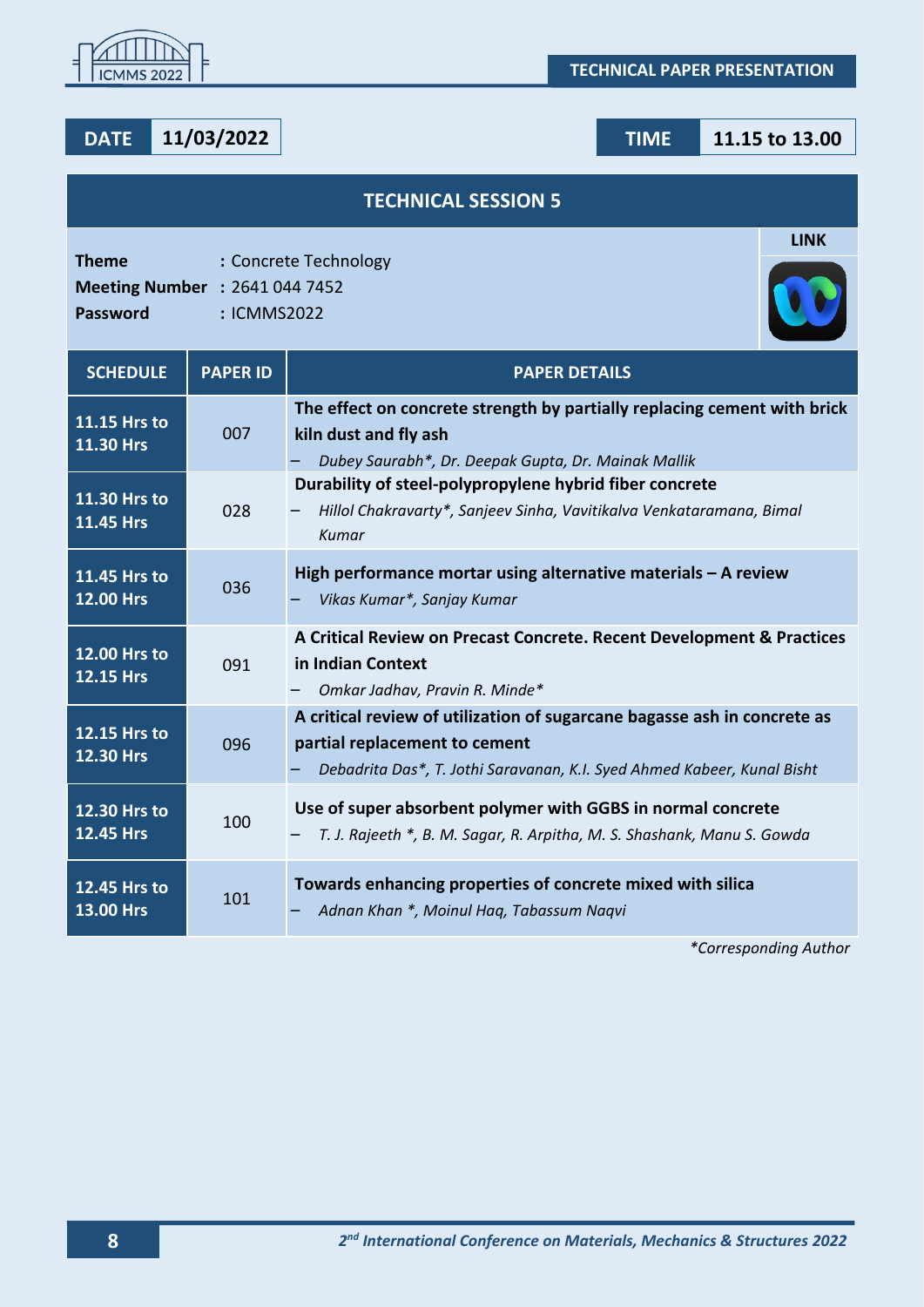**TECHNICAL PAPER PRESENTATION**

**DATE** 11/03/2022 **TIME** 11.15 to 13.00

## TECHNICAL SESSION 5

**Theme** : Concrete Technology
**Meeting Number** : 2641 044 7452
**Password** : ICMMS2022

**LINK**

| SCHEDULE | PAPER ID | PAPER DETAILS |
|---|---|---|
| **11.15 Hrs to 11.30 Hrs** | 007 | **The effect on concrete strength by partially replacing cement with brick kiln dust and fly ash** – *Dubey Saurabh*, Dr. Deepak Gupta, Dr. Mainak Mallik* |
| **11.30 Hrs to 11.45 Hrs** | 028 | **Durability of steel-polypropylene hybrid fiber concrete** – *Hillol Chakravarty*, Sanjeev Sinha, Vavitikalva Venkataramana, Bimal Kumar* |
| **11.45 Hrs to 12.00 Hrs** | 036 | **High performance mortar using alternative materials – A review** – *Vikas Kumar*, Sanjay Kumar* |
| **12.00 Hrs to 12.15 Hrs** | 091 | **A Critical Review on Precast Concrete. Recent Development & Practices in Indian Context** – *Omkar Jadhav, Pravin R. Minde** |
| **12.15 Hrs to 12.30 Hrs** | 096 | **A critical review of utilization of sugarcane bagasse ash in concrete as partial replacement to cement** – *Debadrita Das*, T. Jothi Saravanan, K.I. Syed Ahmed Kabeer, Kunal Bisht* |
| **12.30 Hrs to 12.45 Hrs** | 100 | **Use of super absorbent polymer with GGBS in normal concrete** – *T. J. Rajeeth *, B. M. Sagar, R. Arpitha, M. S. Shashank, Manu S. Gowda* |
| **12.45 Hrs to 13.00 Hrs** | 101 | **Towards enhancing properties of concrete mixed with silica** – *Adnan Khan *, Moinul Haq, Tabassum Naqvi* |

*\*Corresponding Author*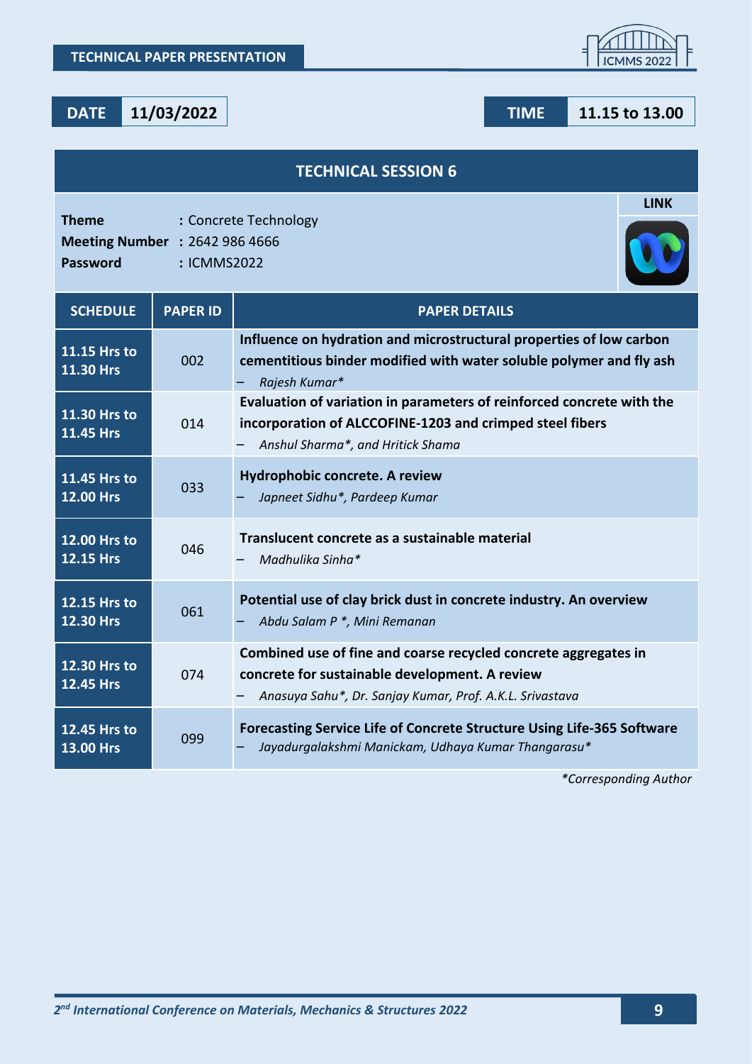**TECHNICAL PAPER PRESENTATION**

**DATE** 11/03/2022 **TIME** 11.15 to 13.00

## TECHNICAL SESSION 6

**Theme** : Concrete Technology
**Meeting Number** : 2642 986 4666
**Password** : ICMMS2022

**LINK**

| SCHEDULE | PAPER ID | PAPER DETAILS |
|---|---|---|
| 11.15 Hrs to 11.30 Hrs | 002 | **Influence on hydration and microstructural properties of low carbon cementitious binder modified with water soluble polymer and fly ash** – *Rajesh Kumar** |
| 11.30 Hrs to 11.45 Hrs | 014 | **Evaluation of variation in parameters of reinforced concrete with the incorporation of ALCCOFINE-1203 and crimped steel fibers** – *Anshul Sharma*, and Hritick Shama* |
| 11.45 Hrs to 12.00 Hrs | 033 | **Hydrophobic concrete. A review** – *Japneet Sidhu*, Pardeep Kumar* |
| 12.00 Hrs to 12.15 Hrs | 046 | **Translucent concrete as a sustainable material** – *Madhulika Sinha** |
| 12.15 Hrs to 12.30 Hrs | 061 | **Potential use of clay brick dust in concrete industry. An overview** – *Abdu Salam P *, Mini Remanan* |
| 12.30 Hrs to 12.45 Hrs | 074 | **Combined use of fine and coarse recycled concrete aggregates in concrete for sustainable development. A review** – *Anasuya Sahu*, Dr. Sanjay Kumar, Prof. A.K.L. Srivastava* |
| 12.45 Hrs to 13.00 Hrs | 099 | **Forecasting Service Life of Concrete Structure Using Life-365 Software** – *Jayadurgalakshmi Manickam, Udhaya Kumar Thangarasu** |

**Corresponding Author*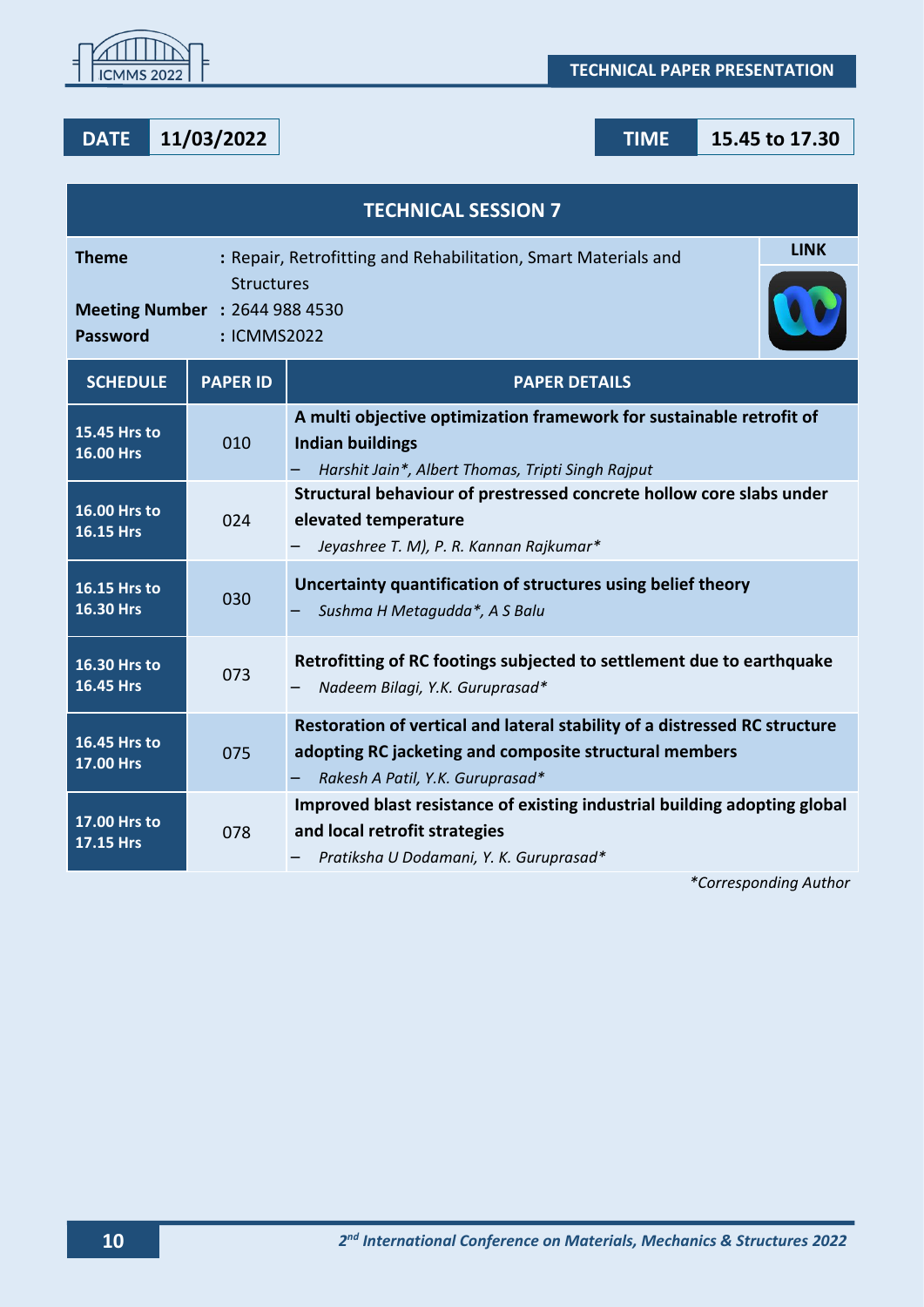**TECHNICAL PAPER PRESENTATION**

**DATE** 11/03/2022 **TIME** 15.45 to 17.30

## TECHNICAL SESSION 7

**Theme** : Repair, Retrofitting and Rehabilitation, Smart Materials and Structures

**Meeting Number** : 2644 988 4530

**Password** : ICMMS2022

**LINK**

| SCHEDULE | PAPER ID | PAPER DETAILS |
|---|---|---|
| 15.45 Hrs to 16.00 Hrs | 010 | **A multi objective optimization framework for sustainable retrofit of Indian buildings** – *Harshit Jain*, Albert Thomas, Tripti Singh Rajput* |
| 16.00 Hrs to 16.15 Hrs | 024 | **Structural behaviour of prestressed concrete hollow core slabs under elevated temperature** – *Jeyashree T. M), P. R. Kannan Rajkumar** |
| 16.15 Hrs to 16.30 Hrs | 030 | **Uncertainty quantification of structures using belief theory** – *Sushma H Metagudda*, A S Balu* |
| 16.30 Hrs to 16.45 Hrs | 073 | **Retrofitting of RC footings subjected to settlement due to earthquake** – *Nadeem Bilagi, Y.K. Guruprasad** |
| 16.45 Hrs to 17.00 Hrs | 075 | **Restoration of vertical and lateral stability of a distressed RC structure adopting RC jacketing and composite structural members** – *Rakesh A Patil, Y.K. Guruprasad** |
| 17.00 Hrs to 17.15 Hrs | 078 | **Improved blast resistance of existing industrial building adopting global and local retrofit strategies** – *Pratiksha U Dodamani, Y. K. Guruprasad** |

**Corresponding Author*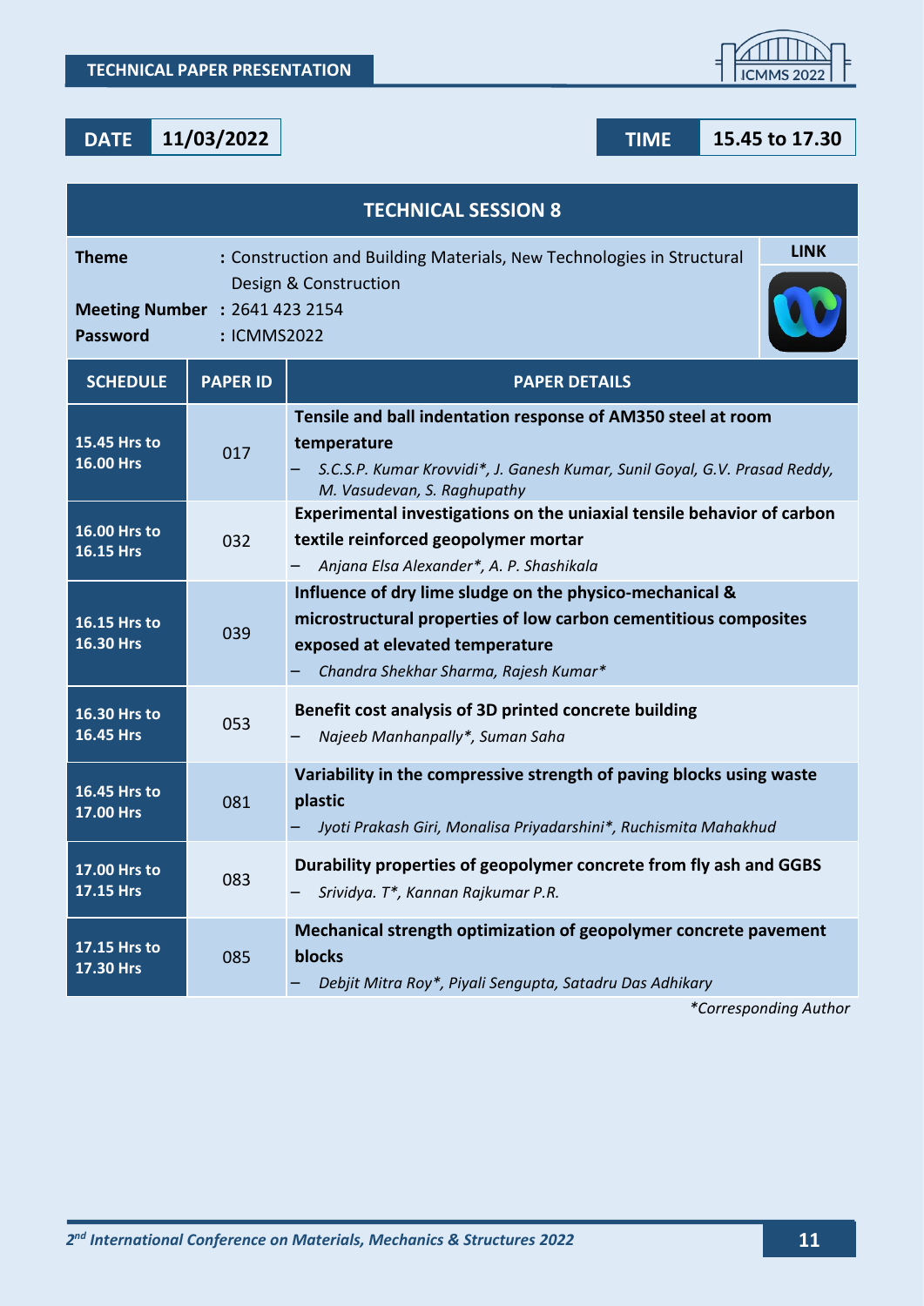**TECHNICAL PAPER PRESENTATION**

**DATE** 11/03/2022 **TIME** 15.45 to 17.30

## TECHNICAL SESSION 8

**Theme** : Construction and Building Materials, New Technologies in Structural Design & Construction

**Meeting Number** : 2641 423 2154

**Password** : ICMMS2022

**LINK**

| SCHEDULE | PAPER ID | PAPER DETAILS |
|---|---|---|
| 15.45 Hrs to 16.00 Hrs | 017 | **Tensile and ball indentation response of AM350 steel at room temperature** – *S.C.S.P. Kumar Krovvidi*, J. Ganesh Kumar, Sunil Goyal, G.V. Prasad Reddy, M. Vasudevan, S. Raghupathy* |
| 16.00 Hrs to 16.15 Hrs | 032 | **Experimental investigations on the uniaxial tensile behavior of carbon textile reinforced geopolymer mortar** – *Anjana Elsa Alexander*, A. P. Shashikala* |
| 16.15 Hrs to 16.30 Hrs | 039 | **Influence of dry lime sludge on the physico-mechanical & microstructural properties of low carbon cementitious composites exposed at elevated temperature** – *Chandra Shekhar Sharma, Rajesh Kumar** |
| 16.30 Hrs to 16.45 Hrs | 053 | **Benefit cost analysis of 3D printed concrete building** – *Najeeb Manhanpally*, Suman Saha* |
| 16.45 Hrs to 17.00 Hrs | 081 | **Variability in the compressive strength of paving blocks using waste plastic** – *Jyoti Prakash Giri, Monalisa Priyadarshini*, Ruchismita Mahakhud* |
| 17.00 Hrs to 17.15 Hrs | 083 | **Durability properties of geopolymer concrete from fly ash and GGBS** – *Srividya. T*, Kannan Rajkumar P.R.* |
| 17.15 Hrs to 17.30 Hrs | 085 | **Mechanical strength optimization of geopolymer concrete pavement blocks** – *Debjit Mitra Roy*, Piyali Sengupta, Satadru Das Adhikary* |

*\*Corresponding Author*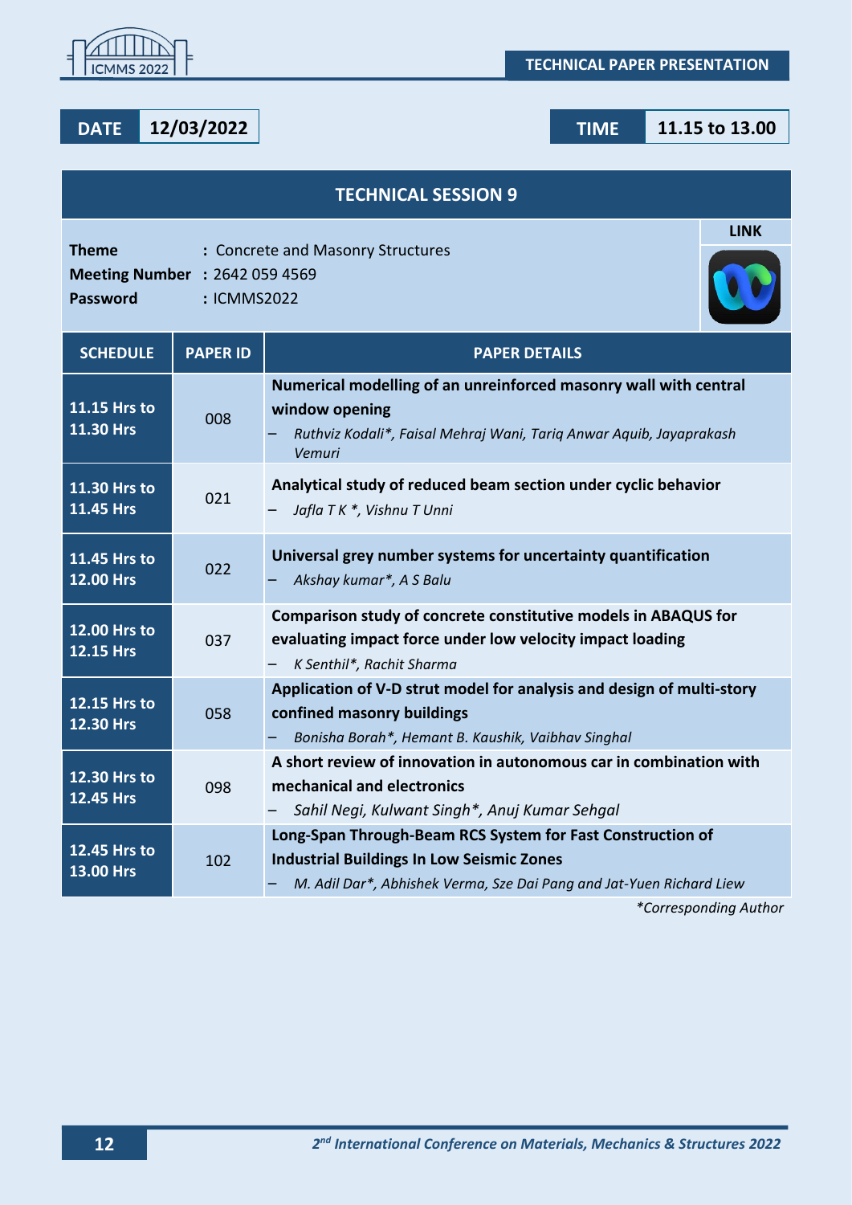**TECHNICAL PAPER PRESENTATION**

**DATE** 12/03/2022 **TIME** 11.15 to 13.00

## TECHNICAL SESSION 9

**Theme** : Concrete and Masonry Structures
**Meeting Number** : 2642 059 4569
**Password** : ICMMS2022

**LINK**

| SCHEDULE | PAPER ID | PAPER DETAILS |
|---|---|---|
| 11.15 Hrs to 11.30 Hrs | 008 | **Numerical modelling of an unreinforced masonry wall with central window opening** – *Ruthviz Kodali*, Faisal Mehraj Wani, Tariq Anwar Aquib, Jayaprakash Vemuri* |
| 11.30 Hrs to 11.45 Hrs | 021 | **Analytical study of reduced beam section under cyclic behavior** – *Jafla T K *, Vishnu T Unni* |
| 11.45 Hrs to 12.00 Hrs | 022 | **Universal grey number systems for uncertainty quantification** – *Akshay kumar*, A S Balu* |
| 12.00 Hrs to 12.15 Hrs | 037 | **Comparison study of concrete constitutive models in ABAQUS for evaluating impact force under low velocity impact loading** – *K Senthil*, Rachit Sharma* |
| 12.15 Hrs to 12.30 Hrs | 058 | **Application of V-D strut model for analysis and design of multi-story confined masonry buildings** – *Bonisha Borah*, Hemant B. Kaushik, Vaibhav Singhal* |
| 12.30 Hrs to 12.45 Hrs | 098 | **A short review of innovation in autonomous car in combination with mechanical and electronics** – *Sahil Negi, Kulwant Singh*, Anuj Kumar Sehgal* |
| 12.45 Hrs to 13.00 Hrs | 102 | **Long-Span Through-Beam RCS System for Fast Construction of Industrial Buildings In Low Seismic Zones** – *M. Adil Dar*, Abhishek Verma, Sze Dai Pang and Jat-Yuen Richard Liew* |

*\*Corresponding Author*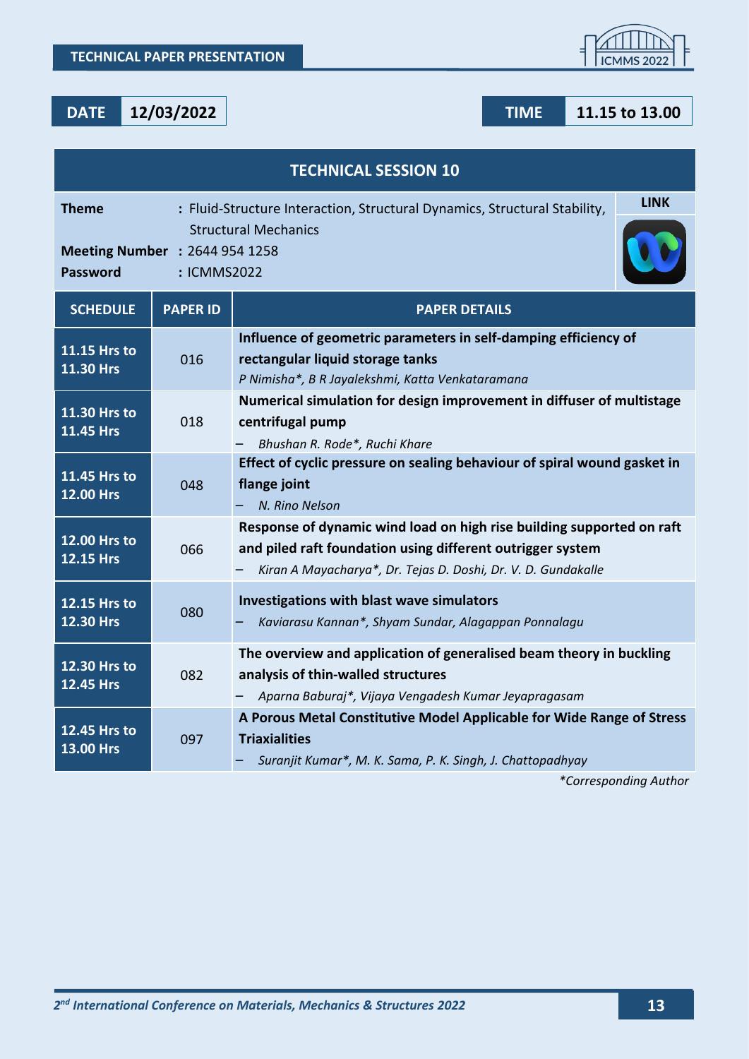**TECHNICAL PAPER PRESENTATION**

| DATE | 12/03/2022 | TIME | 11.15 to 13.00 |
|---|---|---|---|

## TECHNICAL SESSION 10

**Theme** : Fluid-Structure Interaction, Structural Dynamics, Structural Stability, Structural Mechanics

**Meeting Number** : 2644 954 1258

**Password** : ICMMS2022

**LINK**

| SCHEDULE | PAPER ID | PAPER DETAILS |
|---|---|---|
| 11.15 Hrs to 11.30 Hrs | 016 | **Influence of geometric parameters in self-damping efficiency of rectangular liquid storage tanks** *P Nimisha\*, B R Jayalekshmi, Katta Venkataramana* |
| 11.30 Hrs to 11.45 Hrs | 018 | **Numerical simulation for design improvement in diffuser of multistage centrifugal pump** – *Bhushan R. Rode\*, Ruchi Khare* |
| 11.45 Hrs to 12.00 Hrs | 048 | **Effect of cyclic pressure on sealing behaviour of spiral wound gasket in flange joint** – *N. Rino Nelson* |
| 12.00 Hrs to 12.15 Hrs | 066 | **Response of dynamic wind load on high rise building supported on raft and piled raft foundation using different outrigger system** – *Kiran A Mayacharya\*, Dr. Tejas D. Doshi, Dr. V. D. Gundakalle* |
| 12.15 Hrs to 12.30 Hrs | 080 | **Investigations with blast wave simulators** – *Kaviarasu Kannan\*, Shyam Sundar, Alagappan Ponnalagu* |
| 12.30 Hrs to 12.45 Hrs | 082 | **The overview and application of generalised beam theory in buckling analysis of thin-walled structures** – *Aparna Baburaj\*, Vijaya Vengadesh Kumar Jeyapragasam* |
| 12.45 Hrs to 13.00 Hrs | 097 | **A Porous Metal Constitutive Model Applicable for Wide Range of Stress Triaxialities** – *Suranjit Kumar\*, M. K. Sama, P. K. Singh, J. Chattopadhyay* |

*\*Corresponding Author*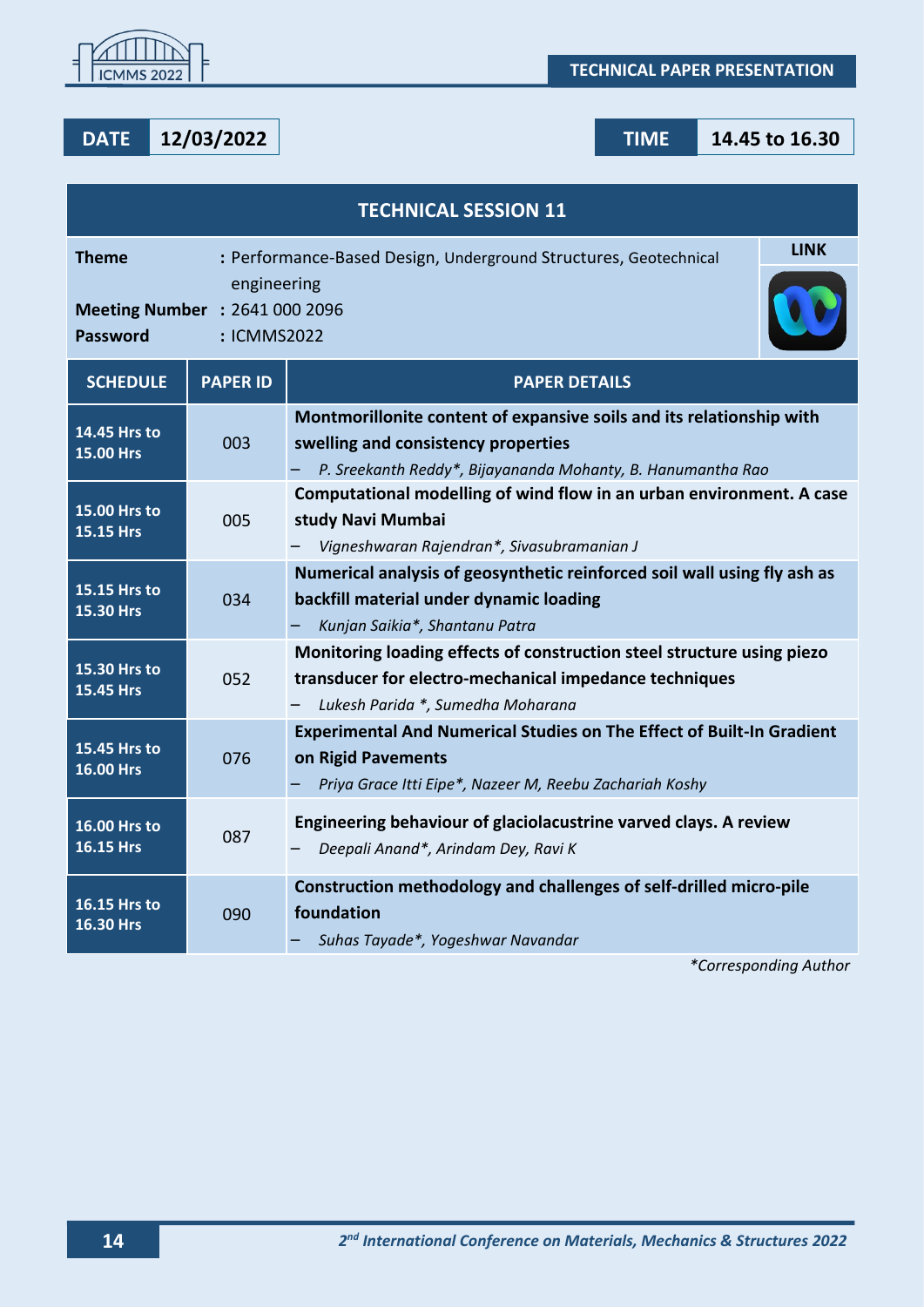**TECHNICAL PAPER PRESENTATION**

**DATE** 12/03/2022 **TIME** 14.45 to 16.30

## TECHNICAL SESSION 11

**Theme** : Performance-Based Design, Underground Structures, Geotechnical engineering

**Meeting Number** : 2641 000 2096

**Password** : ICMMS2022

**LINK**

| SCHEDULE | PAPER ID | PAPER DETAILS |
|---|---|---|
| 14.45 Hrs to 15.00 Hrs | 003 | **Montmorillonite content of expansive soils and its relationship with swelling and consistency properties** – *P. Sreekanth Reddy\*, Bijayananda Mohanty, B. Hanumantha Rao* |
| 15.00 Hrs to 15.15 Hrs | 005 | **Computational modelling of wind flow in an urban environment. A case study Navi Mumbai** – *Vigneshwaran Rajendran\*, Sivasubramanian J* |
| 15.15 Hrs to 15.30 Hrs | 034 | **Numerical analysis of geosynthetic reinforced soil wall using fly ash as backfill material under dynamic loading** – *Kunjan Saikia\*, Shantanu Patra* |
| 15.30 Hrs to 15.45 Hrs | 052 | **Monitoring loading effects of construction steel structure using piezo transducer for electro-mechanical impedance techniques** – *Lukesh Parida \*, Sumedha Moharana* |
| 15.45 Hrs to 16.00 Hrs | 076 | **Experimental And Numerical Studies on The Effect of Built-In Gradient on Rigid Pavements** – *Priya Grace Itti Eipe\*, Nazeer M, Reebu Zachariah Koshy* |
| 16.00 Hrs to 16.15 Hrs | 087 | **Engineering behaviour of glaciolacustrine varved clays. A review** – *Deepali Anand\*, Arindam Dey, Ravi K* |
| 16.15 Hrs to 16.30 Hrs | 090 | **Construction methodology and challenges of self-drilled micro-pile foundation** – *Suhas Tayade\*, Yogeshwar Navandar* |

*\*Corresponding Author*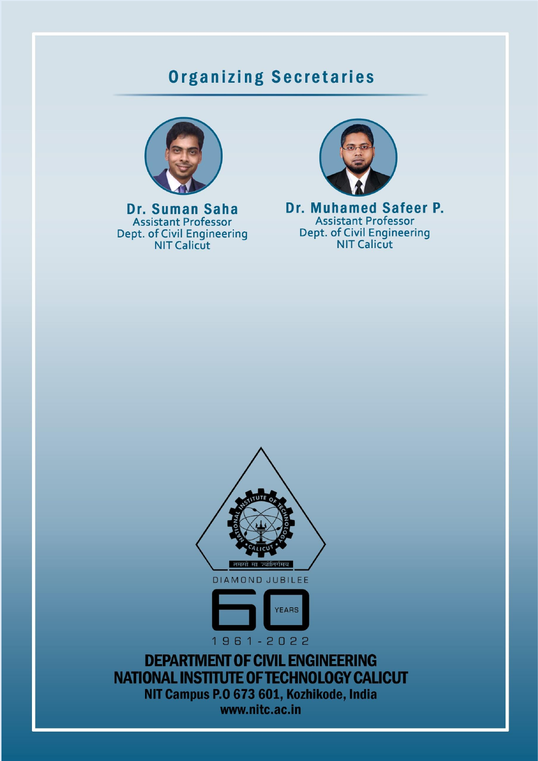## Organizing Secretaries

**Dr. Suman Saha**
Assistant Professor
Dept. of Civil Engineering
NIT Calicut

**Dr. Muhamed Safeer P.**
Assistant Professor
Dept. of Civil Engineering
NIT Calicut

तमसो मा ज्योतिर्गमय

DIAMOND JUBILEE

60 YEARS

1961-2022

**DEPARTMENT OF CIVIL ENGINEERING**
**NATIONAL INSTITUTE OF TECHNOLOGY CALICUT**
**NIT Campus P.O 673 601, Kozhikode, India**
**www.nitc.ac.in**